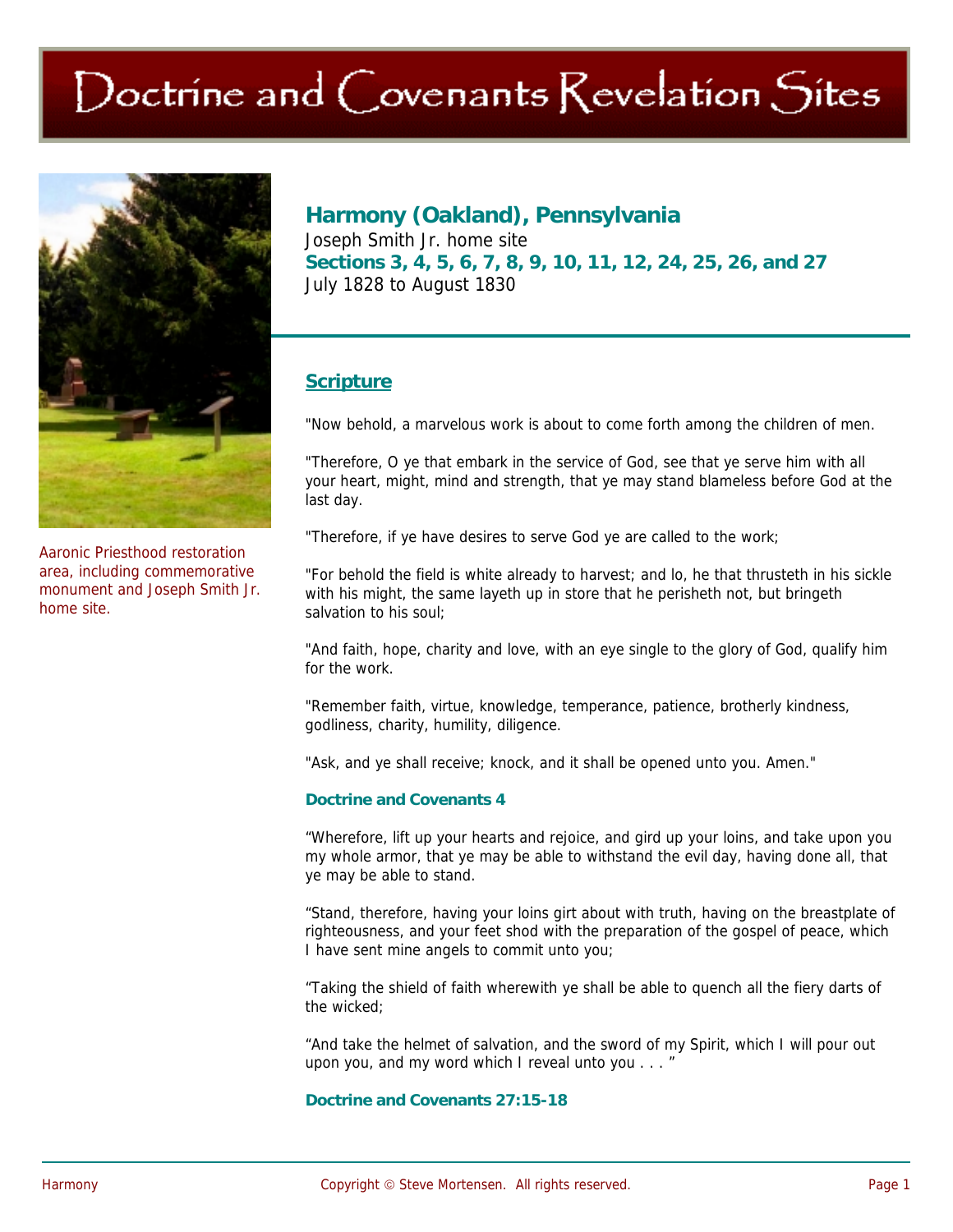# Doctrine and Covenants Revelation Sites

Aaronic Priesthood restoration area, including commemorative monument and Joseph Smith Jr. home site.

## Harmony (Oakland), Pennsylvania

Joseph Smith Jr. home site

**Sections 3, 4, 5, 6, 7, 8, 9, 10, 11, 12, 24, 25, 26, and 27**

July 1828 to August 1830

---

### Scripture

"Now behold, a marvelous work is about to come forth among the children of men.

"Therefore, O ye that embark in the service of God, see that ye serve him with all your heart, might, mind and strength, that ye may stand blameless before God at the last day.

"Therefore, if ye have desires to serve God ye are called to the work;

"For behold the field is white already to harvest; and lo, he that thrusteth in his sickle with his might, the same layeth up in store that he perisheth not, but bringeth salvation to his soul;

"And faith, hope, charity and love, with an eye single to the glory of God, qualify him for the work.

"Remember faith, virtue, knowledge, temperance, patience, brotherly kindness, godliness, charity, humility, diligence.

"Ask, and ye shall receive; knock, and it shall be opened unto you. Amen."

**Doctrine and Covenants 4**

"Wherefore, lift up your hearts and rejoice, and gird up your loins, and take upon you my whole armor, that ye may be able to withstand the evil day, having done all, that ye may be able to stand.

"Stand, therefore, having your loins girt about with truth, having on the breastplate of righteousness, and your feet shod with the preparation of the gospel of peace, which I have sent mine angels to commit unto you;

"Taking the shield of faith wherewith ye shall be able to quench all the fiery darts of the wicked;

"And take the helmet of salvation, and the sword of my Spirit, which I will pour out upon you, and my word which I reveal unto you . . . "

**Doctrine and Covenants 27:15-18**

Copyright © Steve Mortensen. All rights reserved.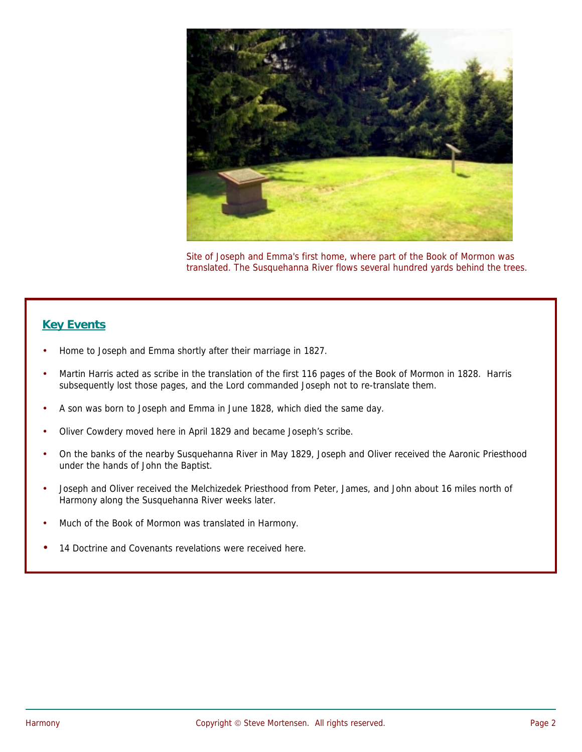Site of Joseph and Emma's first home, where part of the Book of Mormon was translated. The Susquehanna River flows several hundred yards behind the trees.

## Key Events

- Home to Joseph and Emma shortly after their marriage in 1827.
- Martin Harris acted as scribe in the translation of the first 116 pages of the Book of Mormon in 1828. Harris subsequently lost those pages, and the Lord commanded Joseph not to re-translate them.
- A son was born to Joseph and Emma in June 1828, which died the same day.
- Oliver Cowdery moved here in April 1829 and became Joseph's scribe.
- On the banks of the nearby Susquehanna River in May 1829, Joseph and Oliver received the Aaronic Priesthood under the hands of John the Baptist.
- Joseph and Oliver received the Melchizedek Priesthood from Peter, James, and John about 16 miles north of Harmony along the Susquehanna River weeks later.
- Much of the Book of Mormon was translated in Harmony.
- 14 Doctrine and Covenants revelations were received here.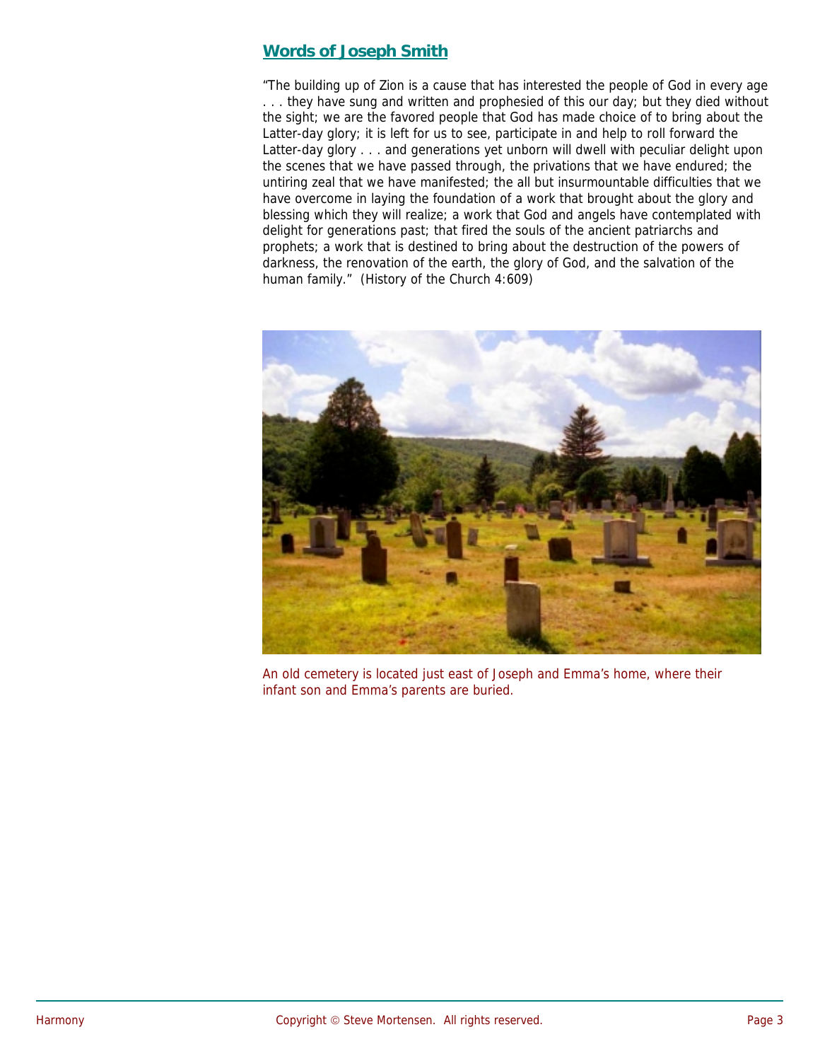## Words of Joseph Smith

"The building up of Zion is a cause that has interested the people of God in every age . . . they have sung and written and prophesied of this our day; but they died without the sight; we are the favored people that God has made choice of to bring about the Latter-day glory; it is left for us to see, participate in and help to roll forward the Latter-day glory . . . and generations yet unborn will dwell with peculiar delight upon the scenes that we have passed through, the privations that we have endured; the untiring zeal that we have manifested; the all but insurmountable difficulties that we have overcome in laying the foundation of a work that brought about the glory and blessing which they will realize; a work that God and angels have contemplated with delight for generations past; that fired the souls of the ancient patriarchs and prophets; a work that is destined to bring about the destruction of the powers of darkness, the renovation of the earth, the glory of God, and the salvation of the human family." (History of the Church 4:609)

An old cemetery is located just east of Joseph and Emma's home, where their infant son and Emma's parents are buried.